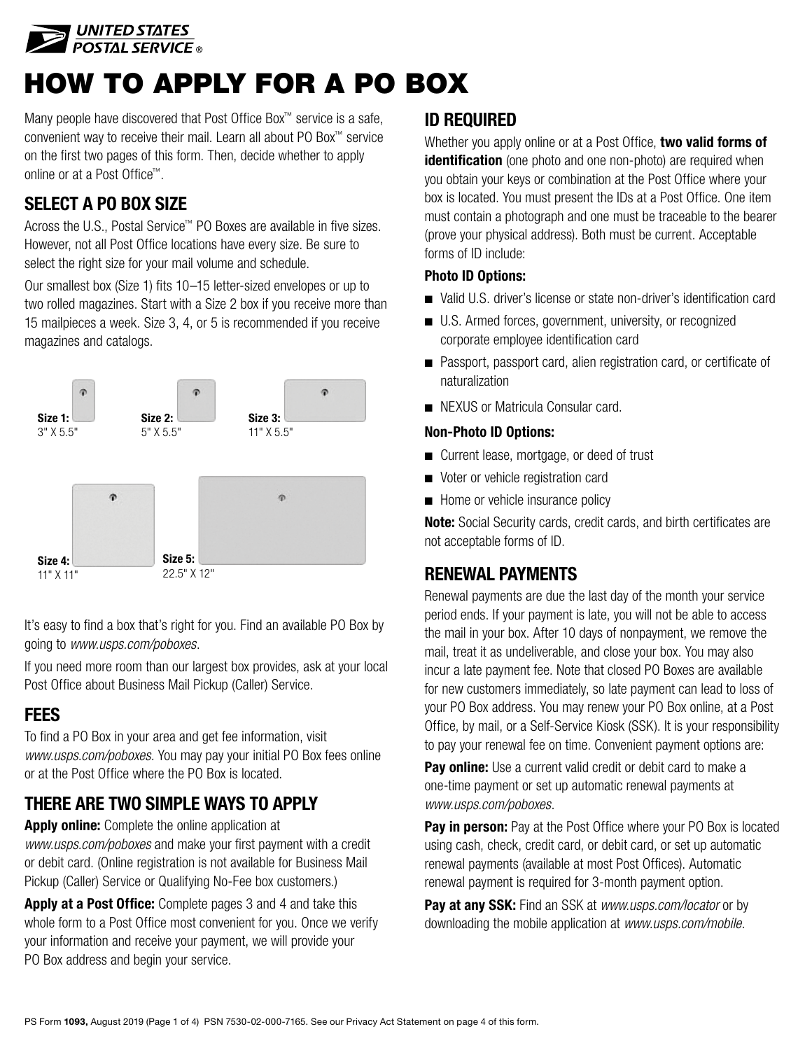# HOW TO APPLY FOR A PO BOX

Many people have discovered that Post Office Box™ service is a safe, convenient way to receive their mail. Learn all about PO Box™ service on the first two pages of this form. Then, decide whether to apply online or at a Post Office™.

## SELECT A PO BOX SIZE

Across the U.S., Postal Service™ PO Boxes are available in five sizes. However, not all Post Office locations have every size. Be sure to select the right size for your mail volume and schedule.

Our smallest box (Size 1) fits 10–15 letter-sized envelopes or up to two rolled magazines. Start with a Size 2 box if you receive more than 15 mailpieces a week. Size 3, 4, or 5 is recommended if you receive magazines and catalogs.

**Size 1:** 3" X 5.5"

**Size 2:** 5" X 5.5"

**Size 3:** 11" X 5.5"

**Size 4:** 11" X 11"

**Size 5:** 22.5" X 12"

It's easy to find a box that's right for you. Find an available PO Box by going to *www.usps.com/poboxes*.

If you need more room than our largest box provides, ask at your local Post Office about Business Mail Pickup (Caller) Service.

## FEES

To find a PO Box in your area and get fee information, visit *www.usps.com/poboxes.* You may pay your initial PO Box fees online or at the Post Office where the PO Box is located.

## THERE ARE TWO SIMPLE WAYS TO APPLY

**Apply online:** Complete the online application at *www.usps.com/poboxes* and make your first payment with a credit or debit card. (Online registration is not available for Business Mail Pickup (Caller) Service or Qualifying No-Fee box customers.)

**Apply at a Post Office:** Complete pages 3 and 4 and take this whole form to a Post Office most convenient for you. Once we verify your information and receive your payment, we will provide your PO Box address and begin your service.

## ID REQUIRED

Whether you apply online or at a Post Office, **two valid forms of identification** (one photo and one non-photo) are required when you obtain your keys or combination at the Post Office where your box is located. You must present the IDs at a Post Office. One item must contain a photograph and one must be traceable to the bearer (prove your physical address). Both must be current. Acceptable forms of ID include:

### Photo ID Options:

- Valid U.S. driver's license or state non-driver's identification card
- U.S. Armed forces, government, university, or recognized corporate employee identification card
- Passport, passport card, alien registration card, or certificate of naturalization
- NEXUS or Matricula Consular card.

### Non-Photo ID Options:

- Current lease, mortgage, or deed of trust
- Voter or vehicle registration card
- Home or vehicle insurance policy

**Note:** Social Security cards, credit cards, and birth certificates are not acceptable forms of ID.

## RENEWAL PAYMENTS

Renewal payments are due the last day of the month your service period ends. If your payment is late, you will not be able to access the mail in your box. After 10 days of nonpayment, we remove the mail, treat it as undeliverable, and close your box. You may also incur a late payment fee. Note that closed PO Boxes are available for new customers immediately, so late payment can lead to loss of your PO Box address. You may renew your PO Box online, at a Post Office, by mail, or a Self-Service Kiosk (SSK). It is your responsibility to pay your renewal fee on time. Convenient payment options are:

**Pay online:** Use a current valid credit or debit card to make a one-time payment or set up automatic renewal payments at *www.usps.com/poboxes*.

**Pay in person:** Pay at the Post Office where your PO Box is located using cash, check, credit card, or debit card, or set up automatic renewal payments (available at most Post Offices). Automatic renewal payment is required for 3-month payment option.

**Pay at any SSK:** Find an SSK at *www.usps.com/locator* or by downloading the mobile application at *www.usps.com/mobile*.

PS Form **1093,** August 2019 (Page 1 of 4) PSN 7530-02-000-7165. See our Privacy Act Statement on page 4 of this form.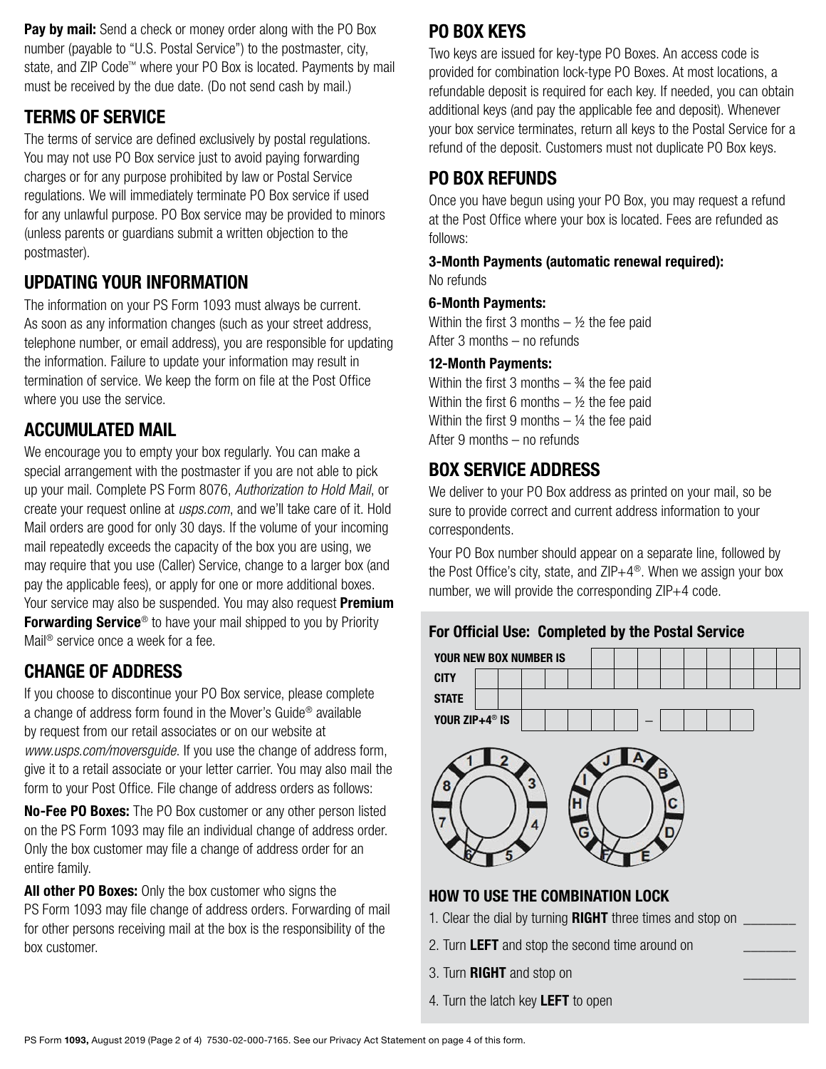**Pay by mail:** Send a check or money order along with the PO Box number (payable to "U.S. Postal Service") to the postmaster, city, state, and ZIP Code™ where your PO Box is located. Payments by mail must be received by the due date. (Do not send cash by mail.)

## TERMS OF SERVICE

The terms of service are defined exclusively by postal regulations. You may not use PO Box service just to avoid paying forwarding charges or for any purpose prohibited by law or Postal Service regulations. We will immediately terminate PO Box service if used for any unlawful purpose. PO Box service may be provided to minors (unless parents or guardians submit a written objection to the postmaster).

## UPDATING YOUR INFORMATION

The information on your PS Form 1093 must always be current. As soon as any information changes (such as your street address, telephone number, or email address), you are responsible for updating the information. Failure to update your information may result in termination of service. We keep the form on file at the Post Office where you use the service.

## ACCUMULATED MAIL

We encourage you to empty your box regularly. You can make a special arrangement with the postmaster if you are not able to pick up your mail. Complete PS Form 8076, *Authorization to Hold Mail*, or create your request online at *usps.com*, and we'll take care of it. Hold Mail orders are good for only 30 days. If the volume of your incoming mail repeatedly exceeds the capacity of the box you are using, we may require that you use (Caller) Service, change to a larger box (and pay the applicable fees), or apply for one or more additional boxes. Your service may also be suspended. You may also request **Premium Forwarding Service**® to have your mail shipped to you by Priority Mail® service once a week for a fee.

## CHANGE OF ADDRESS

If you choose to discontinue your PO Box service, please complete a change of address form found in the Mover's Guide® available by request from our retail associates or on our website at *www.usps.com/moversguide*. If you use the change of address form, give it to a retail associate or your letter carrier. You may also mail the form to your Post Office. File change of address orders as follows:

**No-Fee PO Boxes:** The PO Box customer or any other person listed on the PS Form 1093 may file an individual change of address order. Only the box customer may file a change of address order for an entire family.

**All other PO Boxes:** Only the box customer who signs the PS Form 1093 may file change of address orders. Forwarding of mail for other persons receiving mail at the box is the responsibility of the box customer.

## PO BOX KEYS

Two keys are issued for key-type PO Boxes. An access code is provided for combination lock-type PO Boxes. At most locations, a refundable deposit is required for each key. If needed, you can obtain additional keys (and pay the applicable fee and deposit). Whenever your box service terminates, return all keys to the Postal Service for a refund of the deposit. Customers must not duplicate PO Box keys.

## PO BOX REFUNDS

Once you have begun using your PO Box, you may request a refund at the Post Office where your box is located. Fees are refunded as follows:

**3-Month Payments (automatic renewal required):**
No refunds

**6-Month Payments:**
Within the first 3 months – ½ the fee paid
After 3 months – no refunds

**12-Month Payments:**
Within the first 3 months – ¾ the fee paid
Within the first 6 months – ½ the fee paid
Within the first 9 months – ¼ the fee paid
After 9 months – no refunds

## BOX SERVICE ADDRESS

We deliver to your PO Box address as printed on your mail, so be sure to provide correct and current address information to your correspondents.

Your PO Box number should appear on a separate line, followed by the Post Office's city, state, and ZIP+4®. When we assign your box number, we will provide the corresponding ZIP+4 code.

### For Official Use: Completed by the Postal Service

**YOUR NEW BOX NUMBER IS** ______________________

**CITY** ______________________

**STATE** ______

**YOUR ZIP+4® IS** ______ – ______

1 2 3 4 5 6 7 8

A B C D E F G H I J

### HOW TO USE THE COMBINATION LOCK

1. Clear the dial by turning **RIGHT** three times and stop on _______
2. Turn **LEFT** and stop the second time around on _______
3. Turn **RIGHT** and stop on _______
4. Turn the latch key **LEFT** to open

PS Form **1093,** August 2019 (Page 2 of 4) 7530-02-000-7165. See our Privacy Act Statement on page 4 of this form.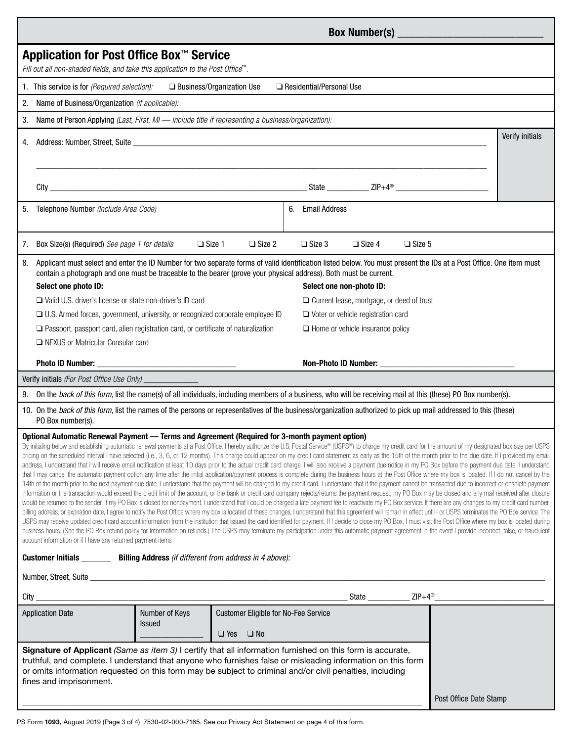**Box Number(s)** ___________________________

## Application for Post Office Box™ Service

*Fill out all non-shaded fields, and take this application to the Post Office™.*

1. This service is for *(Required selection):* ❑ Business/Organization Use ❑ Residential/Personal Use

2. Name of Business/Organization *(if applicable):*

3. Name of Person Applying *(Last, First, MI — include title if representing a business/organization):*

4. Address: Number, Street, Suite ___________________________________________ Verify initials

   ___________________________________________

   City ______________________ State __________ ZIP+4® ______________________

5. Telephone Number *(Include Area Code)*

6. Email Address

7. Box Size(s) (Required) *See page 1 for details* ❑ Size 1 ❑ Size 2 ❑ Size 3 ❑ Size 4 ❑ Size 5

8. Applicant must select and enter the ID Number for two separate forms of valid identification listed below. You must present the IDs at a Post Office. One item must contain a photograph and one must be traceable to the bearer (prove your physical address). Both must be current.

**Select one photo ID:**

- ❑ Valid U.S. driver's license or state non-driver's ID card
- ❑ U.S. Armed forces, government, university, or recognized corporate employee ID
- ❑ Passport, passport card, alien registration card, or certificate of naturalization
- ❑ NEXUS or Matricular Consular card

**Select one non-photo ID:**

- ❑ Current lease, mortgage, or deed of trust
- ❑ Voter or vehicle registration card
- ❑ Home or vehicle insurance policy

**Photo ID Number:** ______________________ **Non-Photo ID Number:** ______________________

Verify initials *(For Post Office Use Only)* _____________

9. On the *back of this form*, list the name(s) of all individuals, including members of a business, who will be receiving mail at this (these) PO Box number(s).

10. On the *back of this form*, list the names of the persons or representatives of the business/organization authorized to pick up mail addressed to this (these) PO Box number(s).

**Optional Automatic Renewal Payment — Terms and Agreement (Required for 3-month payment option)**

By initialing below and establishing automatic renewal payments at a Post Office, I hereby authorize the U.S. Postal Service® (USPS®) to charge my credit card for the amount of my designated box size per USPS pricing on the scheduled interval I have selected (i.e., 3, 6, or 12 months). This charge could appear on my credit card statement as early as the 15th of the month prior to the due date. If I provided my email address, I understand that I will receive email notification at least 10 days prior to the actual credit card charge. I will also receive a payment due notice in my PO Box before the payment due date. I understand that I may cancel the automatic payment option any time after the initial application/payment process is complete during the business hours at the Post Office where my box is located. If I do not cancel by the 14th of the month prior to the next payment due date, I understand that the payment will be charged to my credit card. I understand that if the payment cannot be transacted due to incorrect or obsolete payment information or the transaction would exceed the credit limit of the account, or the bank or credit card company rejects/returns the payment request, my PO Box may be closed and any mail received after closure would be returned to the sender. If my PO Box is closed for nonpayment, I understand that I could be charged a late payment fee to reactivate my PO Box service. If there are any changes to my credit card number, billing address, or expiration date, I agree to notify the Post Office where my box is located of these changes. I understand that this agreement will remain in effect until I or USPS terminates the PO Box service. The USPS may receive updated credit card account information from the institution that issued the card identified for payment. If I decide to close my PO Box, I must visit the Post Office where my box is located during business hours. (See the PO Box refund policy for information on refunds.) The USPS may terminate my participation under this automatic payment agreement in the event I provide incorrect, false, or fraudulent account information or if I have any returned payment items.

**Customer Initials** _______ **Billing Address** *(if different from address in 4 above):*

Number, Street, Suite ___________________________________________

City ______________________ State __________ ZIP+4® ______________________

| Application Date | Number of Keys Issued | Customer Eligible for No-Fee Service |
|---|---|---|
| | _______________ | ❑ Yes ❑ No |

**Signature of Applicant** *(Same as item 3)* I certify that all information furnished on this form is accurate, truthful, and complete. I understand that anyone who furnishes false or misleading information on this form or omits information requested on this form may be subject to criminal and/or civil penalties, including fines and imprisonment.

___________________________________________

Post Office Date Stamp

PS Form **1093,** August 2019 (Page 3 of 4) 7530-02-000-7165. See our Privacy Act Statement on page 4 of this form.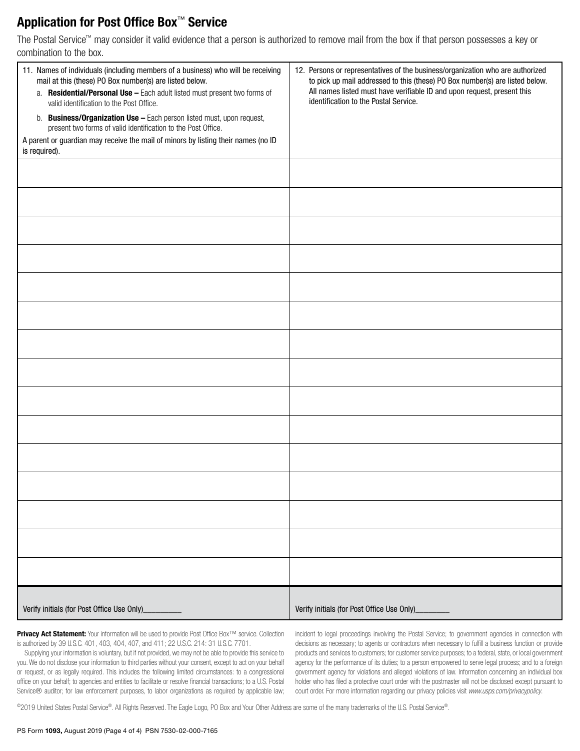# Application for Post Office Box™ Service

The Postal Service™ may consider it valid evidence that a person is authorized to remove mail from the box if that person possesses a key or combination to the box.

| 11. Names of individuals (including members of a business) who will be receiving mail at this (these) PO Box number(s) are listed below.<br>a. **Residential/Personal Use –** Each adult listed must present two forms of valid identification to the Post Office.<br>b. **Business/Organization Use –** Each person listed must, upon request, present two forms of valid identification to the Post Office.<br>A parent or guardian may receive the mail of minors by listing their names (no ID is required). | 12. Persons or representatives of the business/organization who are authorized to pick up mail addressed to this (these) PO Box number(s) are listed below. All names listed must have verifiable ID and upon request, present this identification to the Postal Service. |
|---|---|
| | |
| | |
| | |
| | |
| | |
| | |
| | |
| | |
| | |
| | |
| | |
| | |
| | |
| | |
| | |
| Verify initials (for Post Office Use Only)_________ | Verify initials (for Post Office Use Only)________ |

**Privacy Act Statement:** Your information will be used to provide Post Office Box™ service. Collection is authorized by 39 U.S.C. 401, 403, 404, 407, and 411; 22 U.S.C. 214: 31 U.S.C. 7701.

Supplying your information is voluntary, but if not provided, we may not be able to provide this service to you. We do not disclose your information to third parties without your consent, except to act on your behalf or request, or as legally required. This includes the following limited circumstances: to a congressional office on your behalf; to agencies and entities to facilitate or resolve financial transactions; to a U.S. Postal Service® auditor; for law enforcement purposes, to labor organizations as required by applicable law; incident to legal proceedings involving the Postal Service; to government agencies in connection with decisions as necessary; to agents or contractors when necessary to fulfill a business function or provide products and services to customers; for customer service purposes; to a federal, state, or local government agency for the performance of its duties; to a person empowered to serve legal process; and to a foreign government agency for violations and alleged violations of law. Information concerning an individual box holder who has filed a protective court order with the postmaster will not be disclosed except pursuant to court order. For more information regarding our privacy policies visit *www.usps.com/privacypolicy*.

©2019 United States Postal Service®. All Rights Reserved. The Eagle Logo, PO Box and Your Other Address are some of the many trademarks of the U.S. Postal Service®.

PS Form **1093,** August 2019 (Page 4 of 4) PSN 7530-02-000-7165